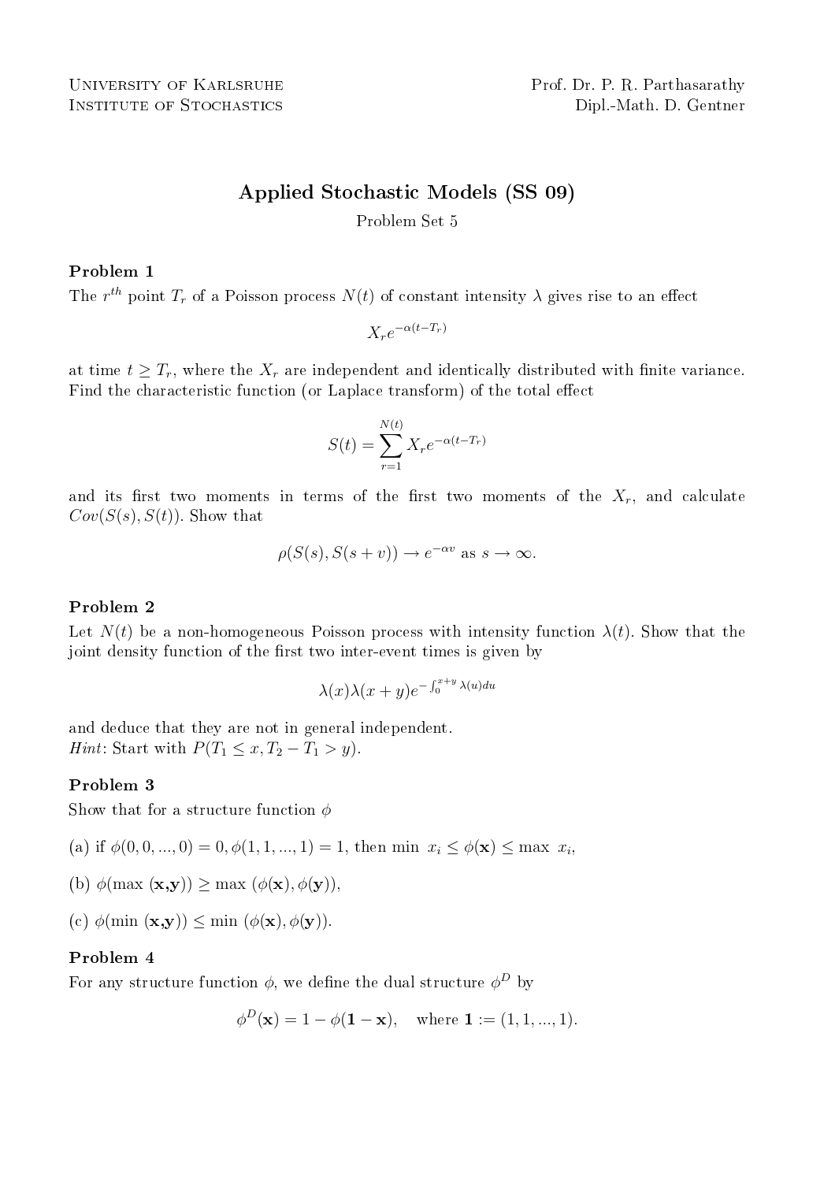University of Karlsruhe
Institute of Stochastics

Prof. Dr. P. R. Parthasarathy
Dipl.-Math. D. Gentner

## Applied Stochastic Models (SS 09)

Problem Set 5

### Problem 1

The $r^{th}$ point $T_r$ of a Poisson process $N(t)$ of constant intensity $\lambda$ gives rise to an effect

$$X_r e^{-\alpha(t-T_r)}$$

at time $t \geq T_r$, where the $X_r$ are independent and identically distributed with finite variance. Find the characteristic function (or Laplace transform) of the total effect

$$S(t) = \sum_{r=1}^{N(t)} X_r e^{-\alpha(t-T_r)}$$

and its first two moments in terms of the first two moments of the $X_r$, and calculate $Cov(S(s), S(t))$. Show that

$$\rho(S(s), S(s+v)) \to e^{-\alpha v} \text{ as } s \to \infty.$$

### Problem 2

Let $N(t)$ be a non-homogeneous Poisson process with intensity function $\lambda(t)$. Show that the joint density function of the first two inter-event times is given by

$$\lambda(x)\lambda(x+y)e^{-\int_0^{x+y} \lambda(u)du}$$

and deduce that they are not in general independent.
*Hint*: Start with $P(T_1 \leq x, T_2 - T_1 > y)$.

### Problem 3

Show that for a structure function $\phi$

(a) if $\phi(0, 0, ..., 0) = 0, \phi(1, 1, ..., 1) = 1$, then $\min\ x_i \leq \phi(\mathbf{x}) \leq \max\ x_i$,

(b) $\phi(\max\ (\mathbf{x,y})) \geq \max\ (\phi(\mathbf{x}), \phi(\mathbf{y}))$,

(c) $\phi(\min\ (\mathbf{x,y})) \leq \min\ (\phi(\mathbf{x}), \phi(\mathbf{y}))$.

### Problem 4

For any structure function $\phi$, we define the dual structure $\phi^D$ by

$$\phi^D(\mathbf{x}) = 1 - \phi(\mathbf{1} - \mathbf{x}), \quad \text{where } \mathbf{1} := (1, 1, ..., 1).$$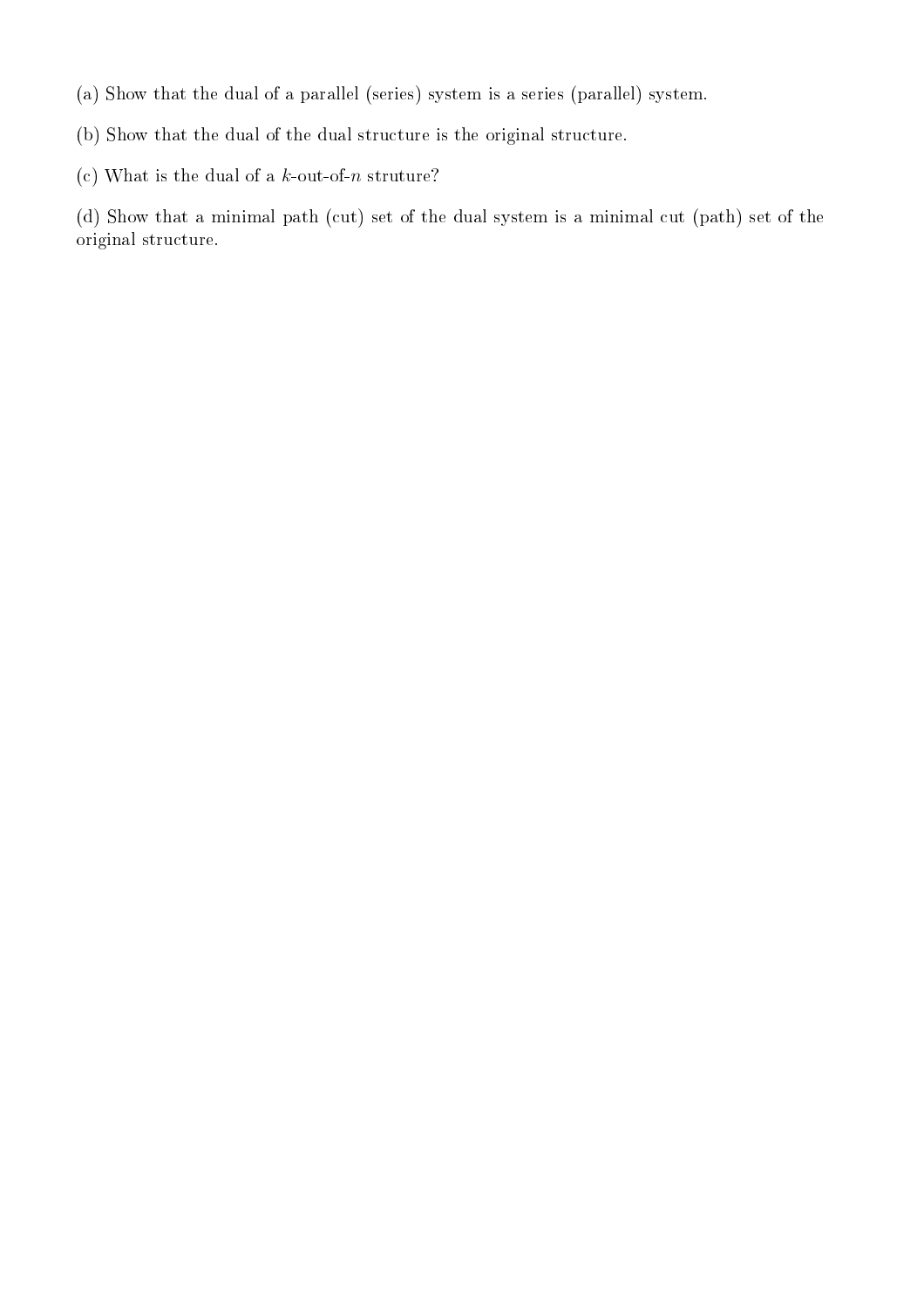(a) Show that the dual of a parallel (series) system is a series (parallel) system.

(b) Show that the dual of the dual structure is the original structure.

(c) What is the dual of a $k$-out-of-$n$ struture?

(d) Show that a minimal path (cut) set of the dual system is a minimal cut (path) set of the original structure.